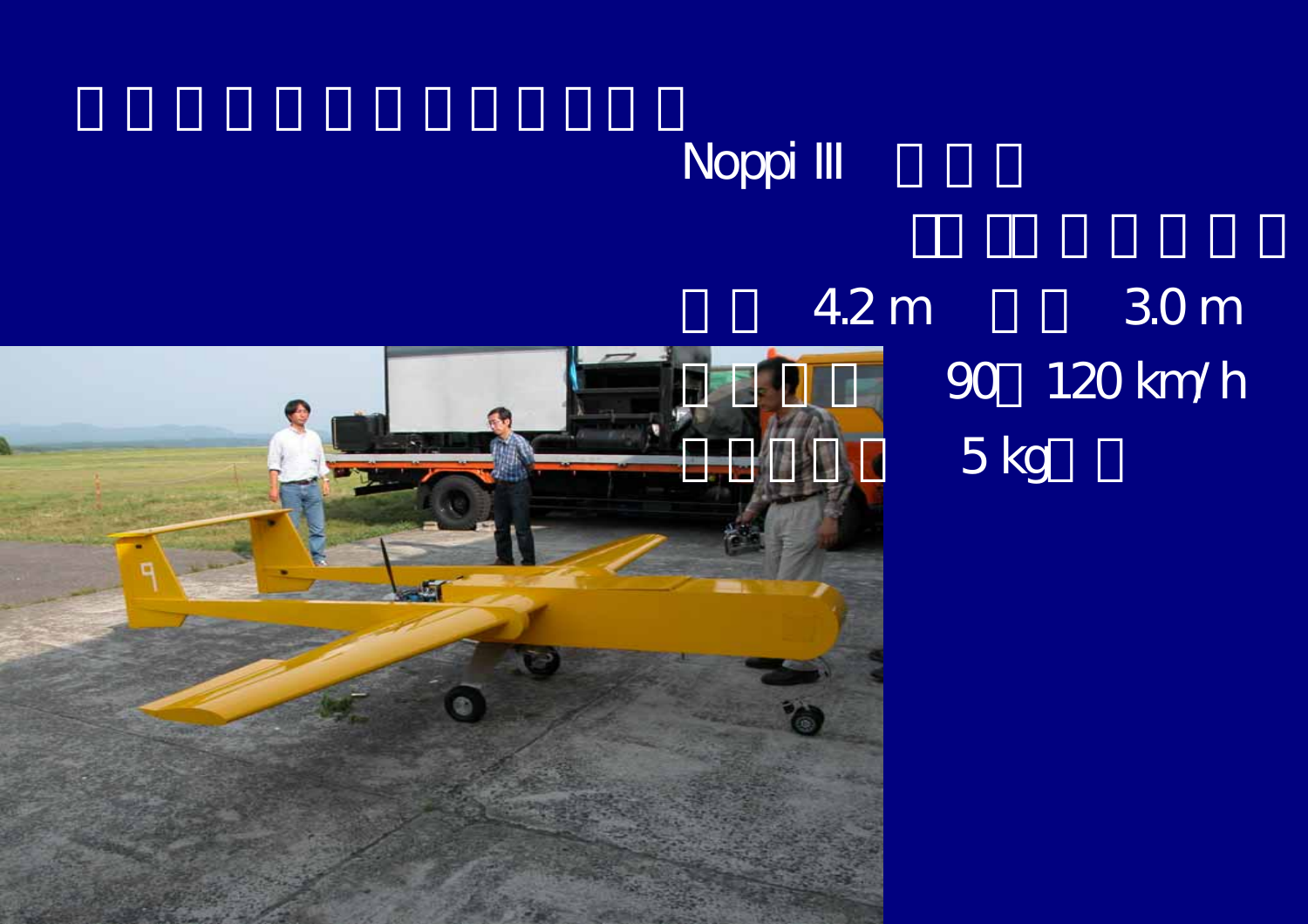# □□□□□□□□□□□□□

Noppi III □□□

□□□□□□□□

□□ 4.2 m □□ 3.0 m

□□□□ 90□120 km/h

□□□□□ 5 kg□□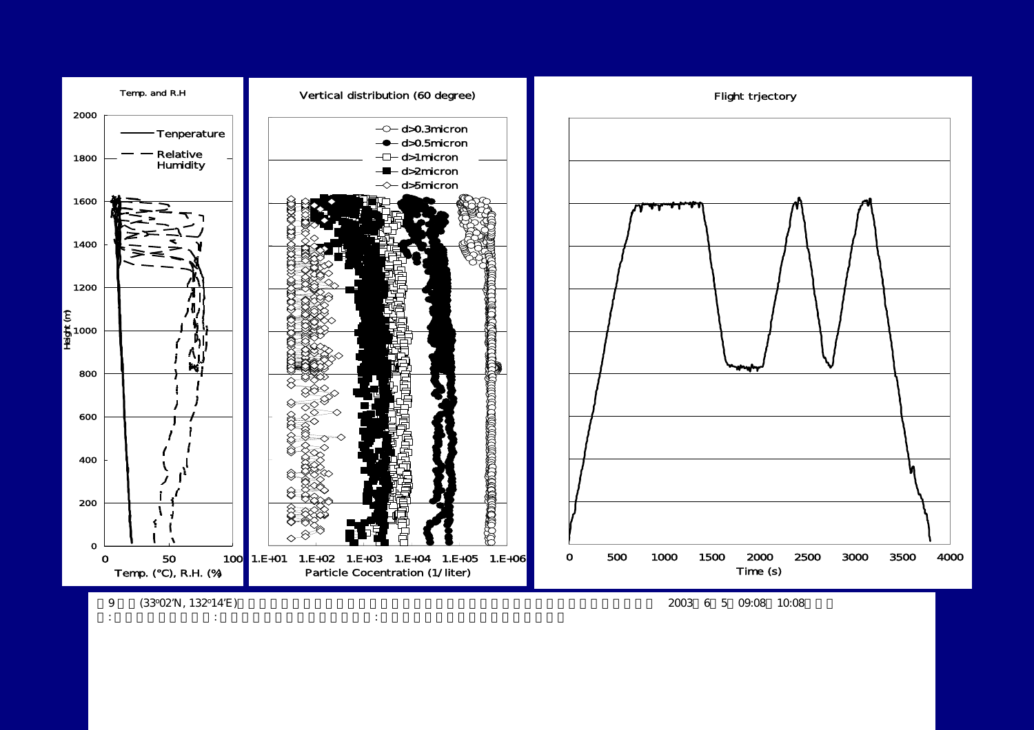Temp. and R.H

Vertical distribution (60 degree)

Flight trjectory

图9　(33°02'N, 132°14'E)　2003　6　5　09:08　10:08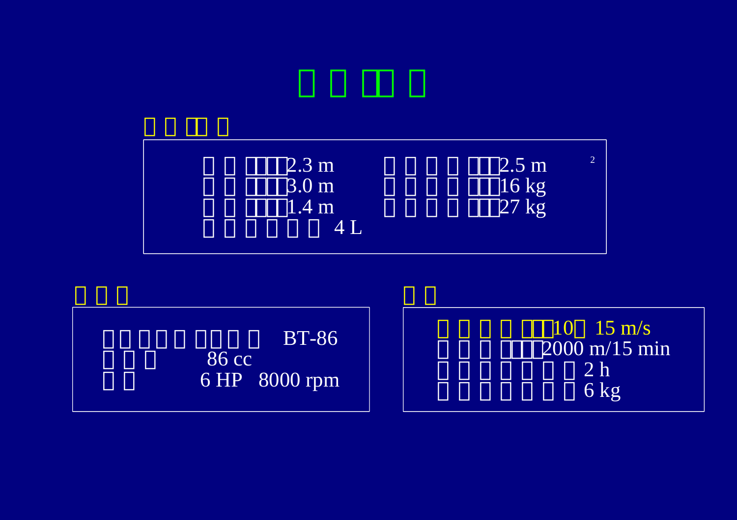2.3 m　　2.5 m$^2$

3.0 m　　16 kg

1.4 m　　27 kg

4 L

BT-86

86 cc

6 HP　8000 rpm

10～15 m/s

2000 m/15 min

2 h

6 kg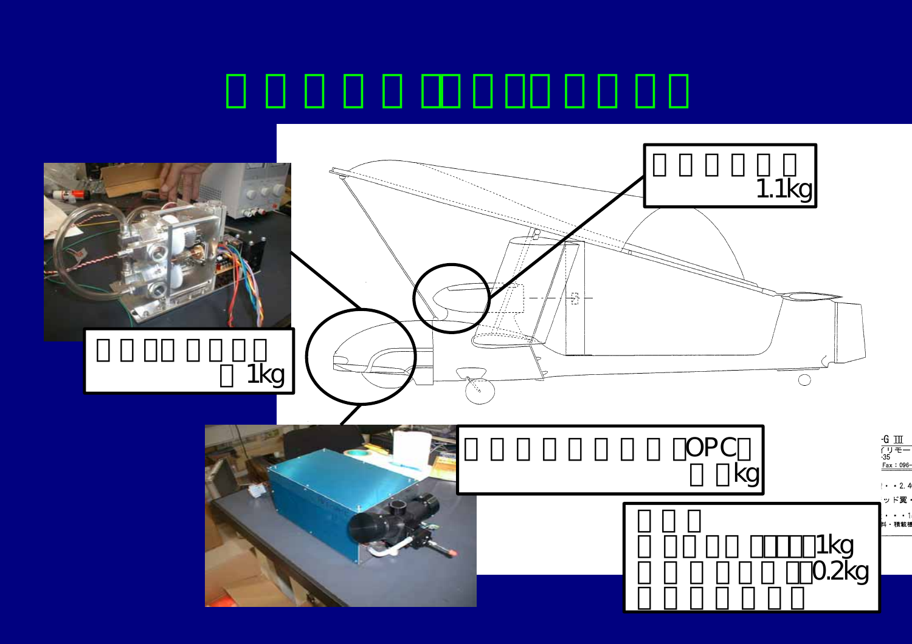1.1kg

1kg

OPC

kg

1kg

0.2kg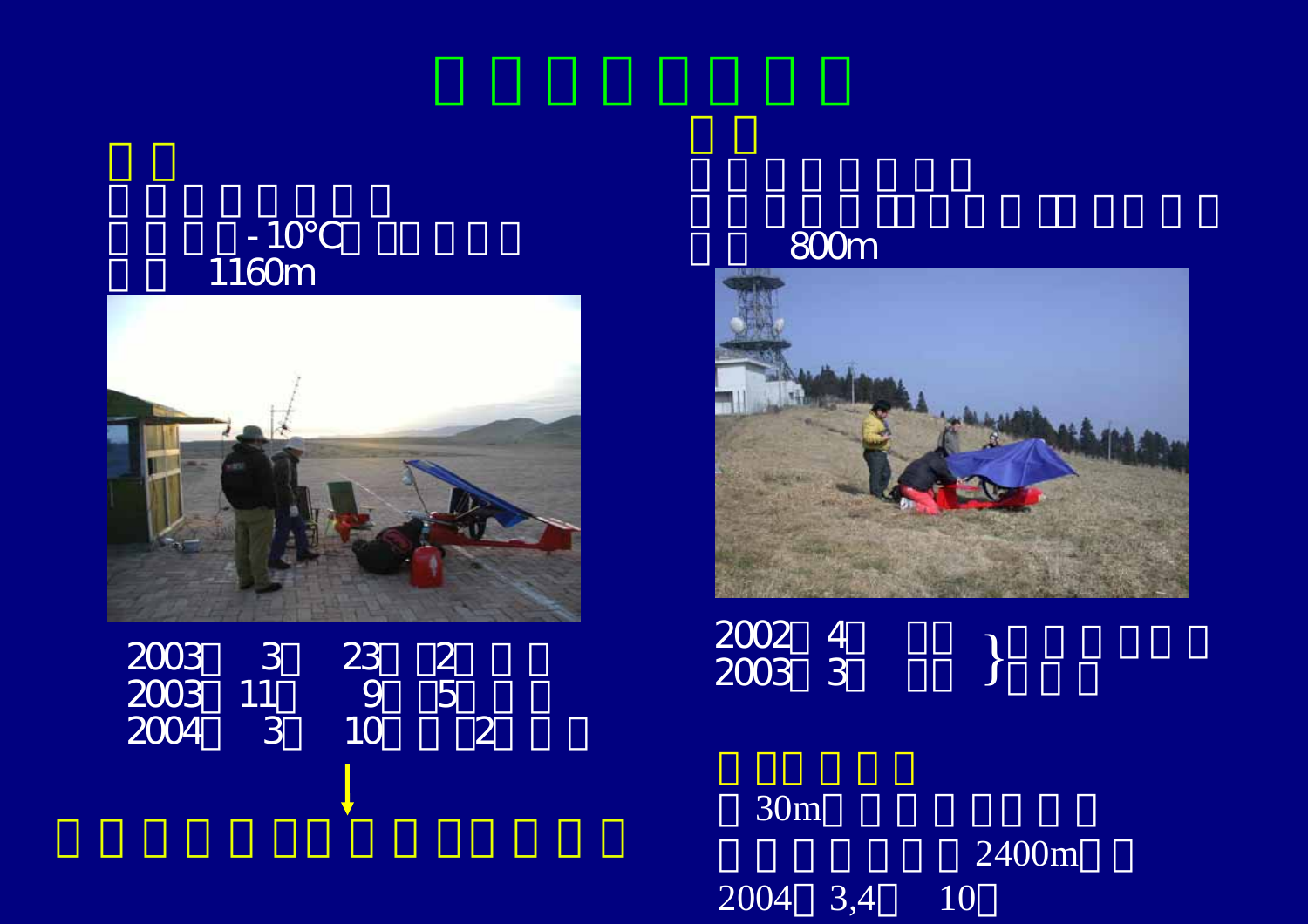# □□□□□□□

## □□

□□□□□□□□

□□□□-10°C□□□□□□

□□ 1160m

2003□ 3□ 23□ □2□□□

2003□ 11□ 9□ □5□□□

2004□ 3□ 10□□ □2□□□

↓

□□□□□□□□□□□□□□□

## □□

□□□□□□□□

□□□□□□□□□□□□□□□□

□□ 800m

2002□ 4□ □□ } □□□□□□
2003□ 3□ □□ } □□□

### □□□□□□

□30m□□□□□□□□□

□□□□□□□2400m□□

2004□ 3,4□ 10□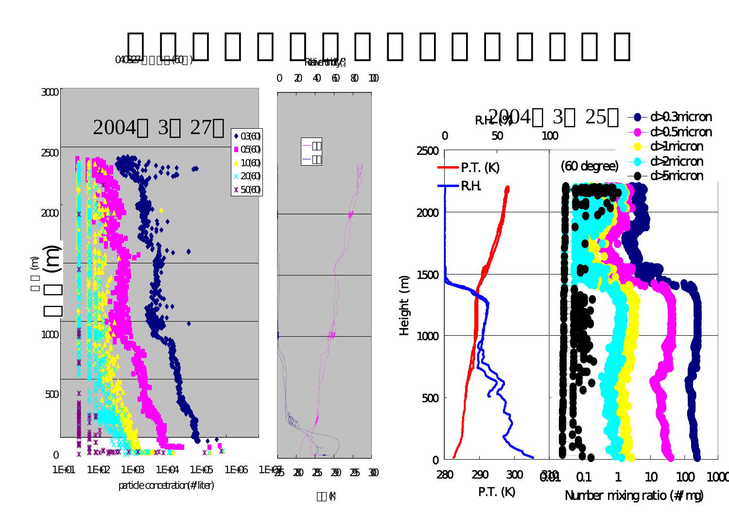# □ □ □ □ □ □ □ □ □ □ □ □ □ □ □

2004□ 3□ 27□

2004□ 3□ 25□

Height (m)

P.T. (K)

R.H. (%)

Number mixing ratio (#/mg)

particle concetration(#/liter)

(60 degree)

d>0.3micron

d>0.5micron

d>1micron

d>2micron

d>5micron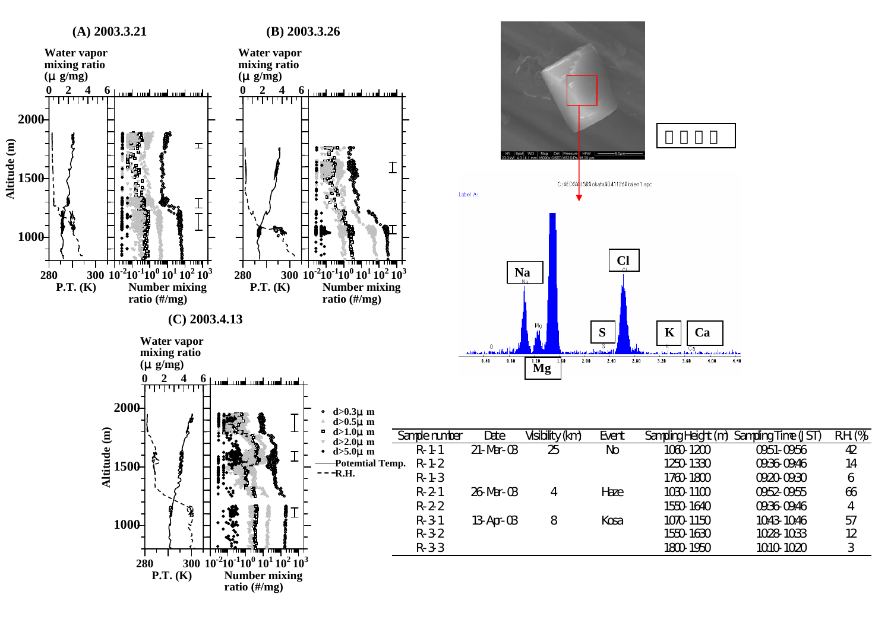(A) 2003.3.21

Water vapor mixing ratio (μ g/mg)

0 2 4 6

Altitude (m)

2000

1500

1000

280 300 $10^{-2}$ $10^{-1}$ $10^{0}$ $10^{1}$ $10^{2}$ $10^{3}$

P.T. (K)

Number mixing ratio (#/mg)

(B) 2003.3.26

Water vapor mixing ratio (μ g/mg)

0 2 4 6

280 300 $10^{-2}$ $10^{-1}$ $10^{0}$ $10^{1}$ $10^{2}$ $10^{3}$

P.T. (K)

Number mixing ratio (#/mg)

(C) 2003.4.13

Water vapor mixing ratio (μ g/mg)

0 2 4 6

Altitude (m)

2000

1500

1000

280 300 $10^{-2}$ $10^{-1}$ $10^{0}$ $10^{1}$ $10^{2}$ $10^{3}$

P.T. (K)

Number mixing ratio (#/mg)

d>0.3μ m
d>0.5μ m
d>1.0μ m
d>2.0μ m
d>5.0μ m
Potemtial Temp.
R.H.

C:¥EDS¥USR¥okata¥041126¥kaien1.spc

Label A:

Na

Mg

Cl

S

K

Ca

O

0.40 0.80 1.20 1.60 2.00 2.40 2.80 3.20 3.60 4.00 4.40

| Sample number | Date | Visibility (km) | Event | Sampling Height (m) | Sampling Time (JST) | R.H. (%) |
|---|---|---|---|---|---|---|
| R-1-1 | 21-Mar-03 | 25 | No | 1060-1200 | 0951-0956 | 42 |
| R-1-2 | | | | 1250-1330 | 0936-0946 | 14 |
| R-1-3 | | | | 1760-1800 | 0920-0930 | 6 |
| R-2-1 | 26-Mar-03 | 4 | Haze | 1030-1100 | 0952-0955 | 66 |
| R-2-2 | | | | 1550-1640 | 0936-0946 | 4 |
| R-3-1 | 13-Apr-03 | 8 | Kosa | 1070-1150 | 1043-1046 | 57 |
| R-3-2 | | | | 1550-1630 | 1028-1033 | 12 |
| R-3-3 | | | | 1800-1950 | 1010-1020 | 3 |